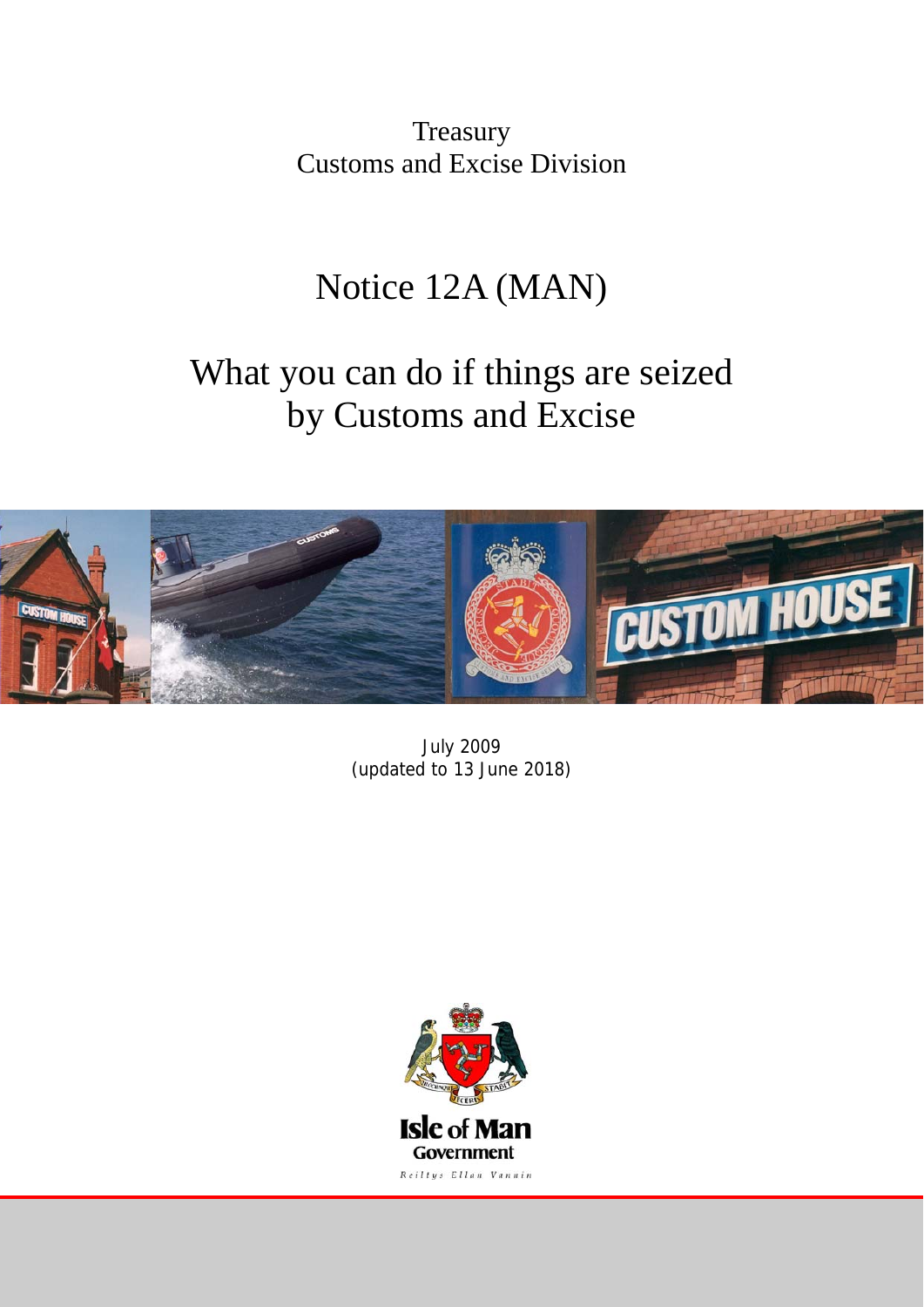Treasury
Customs and Excise Division

# Notice 12A (MAN)

# What you can do if things are seized by Customs and Excise

July 2009
(updated to 13 June 2018)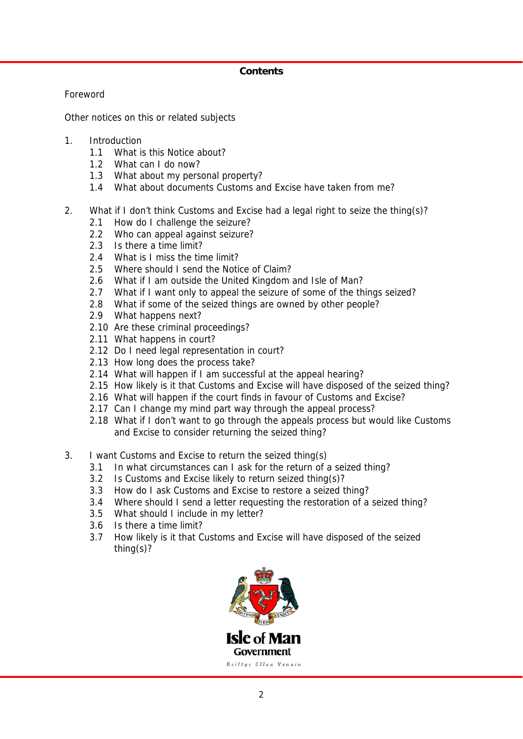**Contents**

Foreword

Other notices on this or related subjects

1. Introduction
   - 1.1 What is this Notice about?
   - 1.2 What can I do now?
   - 1.3 What about my personal property?
   - 1.4 What about documents Customs and Excise have taken from me?

2. What if I don't think Customs and Excise had a legal right to seize the thing(s)?
   - 2.1 How do I challenge the seizure?
   - 2.2 Who can appeal against seizure?
   - 2.3 Is there a time limit?
   - 2.4 What is I miss the time limit?
   - 2.5 Where should I send the Notice of Claim?
   - 2.6 What if I am outside the United Kingdom and Isle of Man?
   - 2.7 What if I want only to appeal the seizure of some of the things seized?
   - 2.8 What if some of the seized things are owned by other people?
   - 2.9 What happens next?
   - 2.10 Are these criminal proceedings?
   - 2.11 What happens in court?
   - 2.12 Do I need legal representation in court?
   - 2.13 How long does the process take?
   - 2.14 What will happen if I am successful at the appeal hearing?
   - 2.15 How likely is it that Customs and Excise will have disposed of the seized thing?
   - 2.16 What will happen if the court finds in favour of Customs and Excise?
   - 2.17 Can I change my mind part way through the appeal process?
   - 2.18 What if I don't want to go through the appeals process but would like Customs and Excise to consider returning the seized thing?

3. I want Customs and Excise to return the seized thing(s)
   - 3.1 In what circumstances can I ask for the return of a seized thing?
   - 3.2 Is Customs and Excise likely to return seized thing(s)?
   - 3.3 How do I ask Customs and Excise to restore a seized thing?
   - 3.4 Where should I send a letter requesting the restoration of a seized thing?
   - 3.5 What should I include in my letter?
   - 3.6 Is there a time limit?
   - 3.7 How likely is it that Customs and Excise will have disposed of the seized thing(s)?

Isle of Man Government

Reiltys Ellan Vannin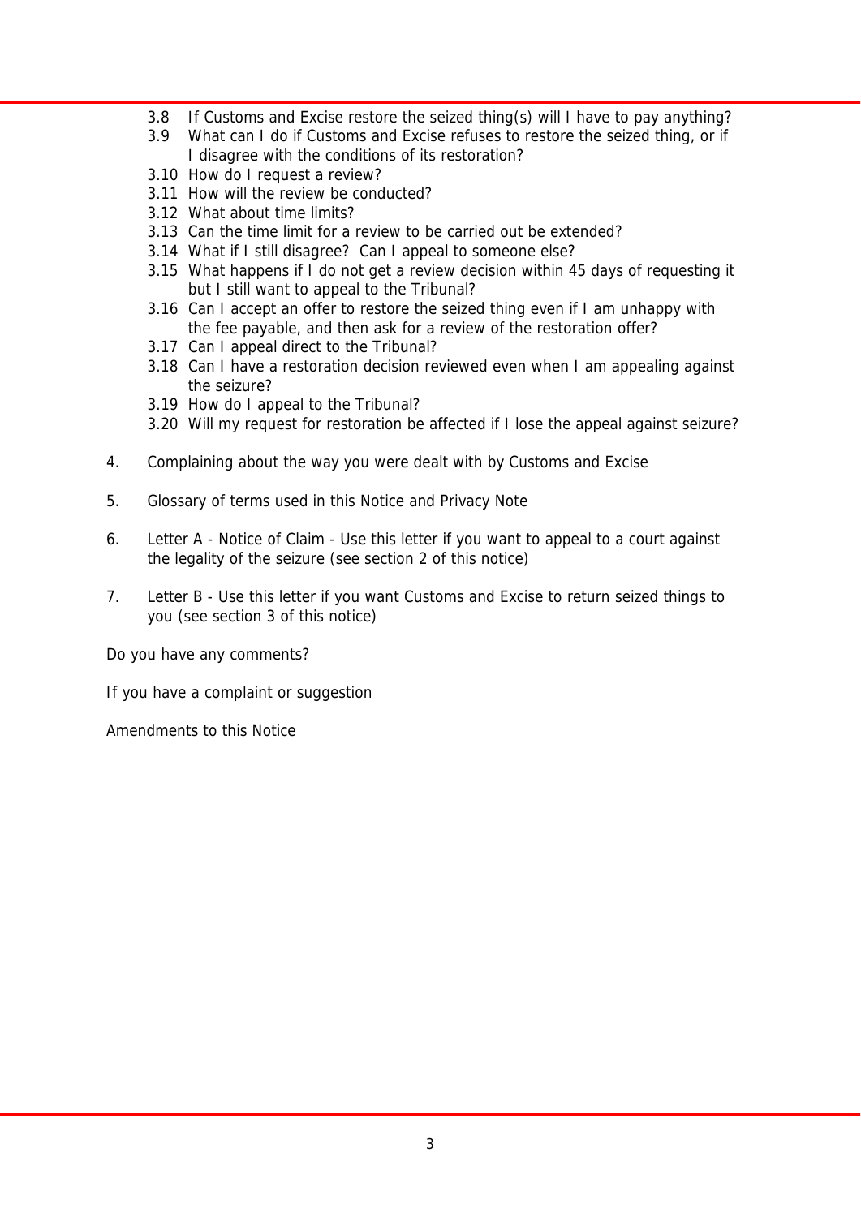- 3.8 If Customs and Excise restore the seized thing(s) will I have to pay anything?
- 3.9 What can I do if Customs and Excise refuses to restore the seized thing, or if I disagree with the conditions of its restoration?
- 3.10 How do I request a review?
- 3.11 How will the review be conducted?
- 3.12 What about time limits?
- 3.13 Can the time limit for a review to be carried out be extended?
- 3.14 What if I still disagree? Can I appeal to someone else?
- 3.15 What happens if I do not get a review decision within 45 days of requesting it but I still want to appeal to the Tribunal?
- 3.16 Can I accept an offer to restore the seized thing even if I am unhappy with the fee payable, and then ask for a review of the restoration offer?
- 3.17 Can I appeal direct to the Tribunal?
- 3.18 Can I have a restoration decision reviewed even when I am appealing against the seizure?
- 3.19 How do I appeal to the Tribunal?
- 3.20 Will my request for restoration be affected if I lose the appeal against seizure?

4. Complaining about the way you were dealt with by Customs and Excise

5. Glossary of terms used in this Notice and Privacy Note

6. Letter A - Notice of Claim - Use this letter if you want to appeal to a court against the legality of the seizure (see section 2 of this notice)

7. Letter B - Use this letter if you want Customs and Excise to return seized things to you (see section 3 of this notice)

Do you have any comments?

If you have a complaint or suggestion

Amendments to this Notice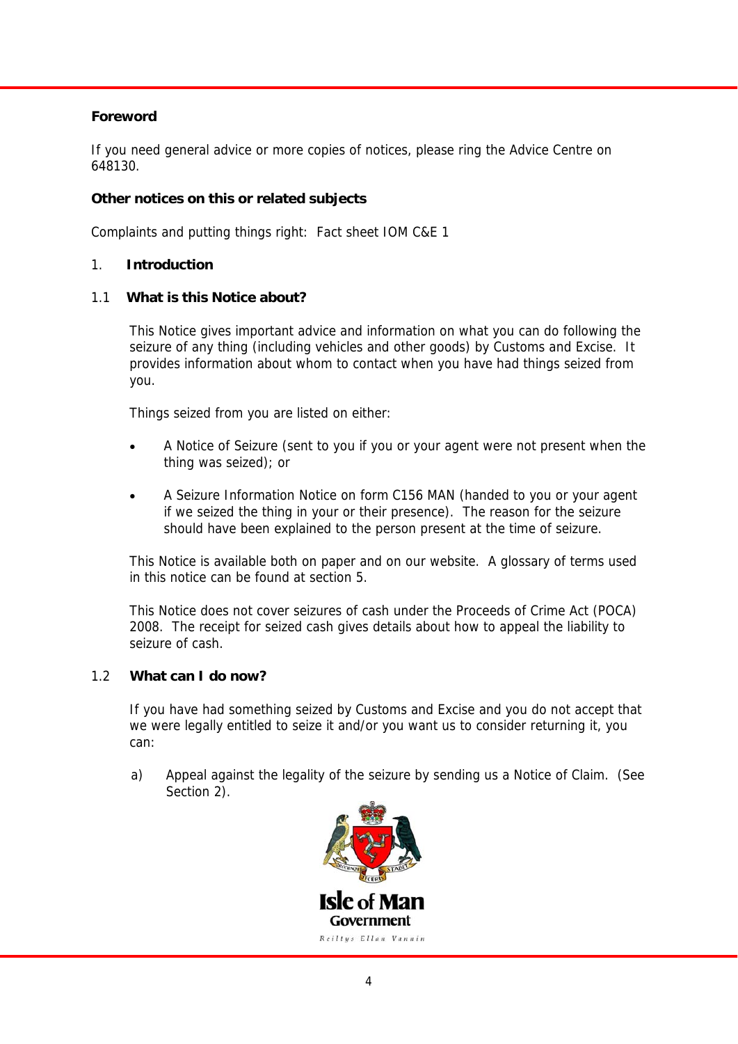**Foreword**

If you need general advice or more copies of notices, please ring the Advice Centre on 648130.

**Other notices on this or related subjects**

Complaints and putting things right: Fact sheet IOM C&E 1

## 1. Introduction

### 1.1 What is this Notice about?

This Notice gives important advice and information on what you can do following the seizure of any thing (including vehicles and other goods) by Customs and Excise. It provides information about whom to contact when you have had things seized from you.

Things seized from you are listed on either:

- A Notice of Seizure (sent to you if you or your agent were not present when the thing was seized); or
- A Seizure Information Notice on form C156 MAN (handed to you or your agent if we seized the thing in your or their presence). The reason for the seizure should have been explained to the person present at the time of seizure.

This Notice is available both on paper and on our website. A glossary of terms used in this notice can be found at section 5.

This Notice does not cover seizures of cash under the Proceeds of Crime Act (POCA) 2008. The receipt for seized cash gives details about how to appeal the liability to seizure of cash.

### 1.2 What can I do now?

If you have had something seized by Customs and Excise and you do not accept that we were legally entitled to seize it and/or you want us to consider returning it, you can:

a) Appeal against the legality of the seizure by sending us a Notice of Claim. (See Section 2).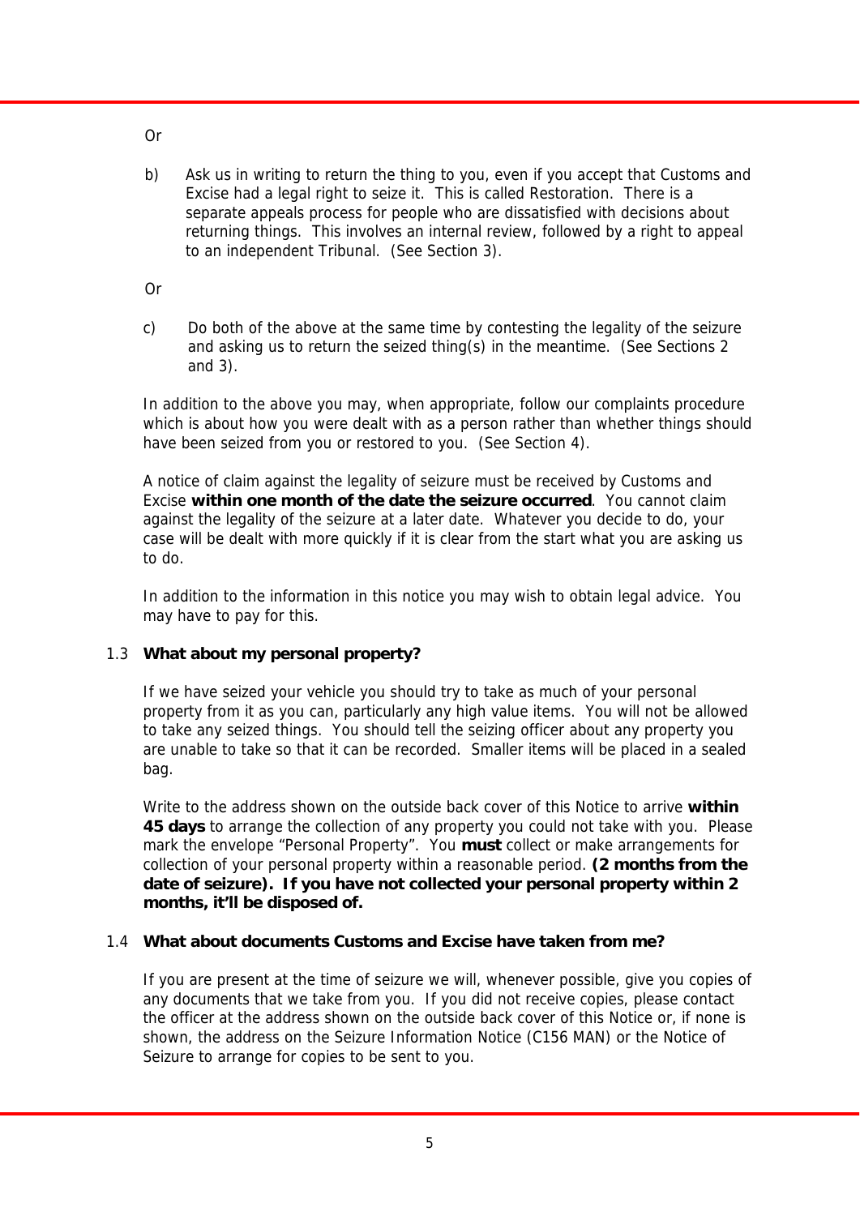Or

b) Ask us in writing to return the thing to you, even if you accept that Customs and Excise had a legal right to seize it. This is called Restoration. There is a separate appeals process for people who are dissatisfied with decisions about returning things. This involves an internal review, followed by a right to appeal to an independent Tribunal. (See Section 3).

Or

c) Do both of the above at the same time by contesting the legality of the seizure and asking us to return the seized thing(s) in the meantime. (See Sections 2 and 3).

In addition to the above you may, when appropriate, follow our complaints procedure which is about how you were dealt with as a person rather than whether things should have been seized from you or restored to you. (See Section 4).

A notice of claim against the legality of seizure must be received by Customs and Excise **within one month of the date the seizure occurred**. You cannot claim against the legality of the seizure at a later date. Whatever you decide to do, your case will be dealt with more quickly if it is clear from the start what you are asking us to do.

In addition to the information in this notice you may wish to obtain legal advice. You may have to pay for this.

### 1.3 What about my personal property?

If we have seized your vehicle you should try to take as much of your personal property from it as you can, particularly any high value items. You will not be allowed to take any seized things. You should tell the seizing officer about any property you are unable to take so that it can be recorded. Smaller items will be placed in a sealed bag.

Write to the address shown on the outside back cover of this Notice to arrive **within 45 days** to arrange the collection of any property you could not take with you. Please mark the envelope "Personal Property". You **must** collect or make arrangements for collection of your personal property within a reasonable period. **(2 months from the date of seizure). If you have not collected your personal property within 2 months, it'll be disposed of.**

### 1.4 What about documents Customs and Excise have taken from me?

If you are present at the time of seizure we will, whenever possible, give you copies of any documents that we take from you. If you did not receive copies, please contact the officer at the address shown on the outside back cover of this Notice or, if none is shown, the address on the Seizure Information Notice (C156 MAN) or the Notice of Seizure to arrange for copies to be sent to you.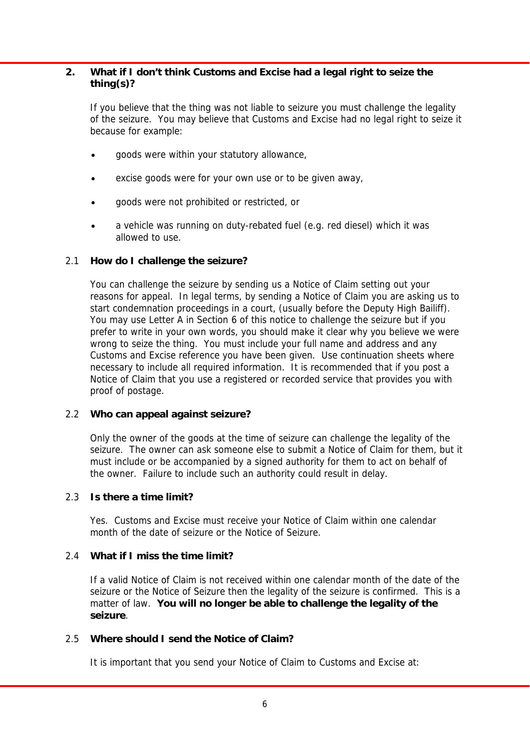## 2. What if I don't think Customs and Excise had a legal right to seize the thing(s)?

If you believe that the thing was not liable to seizure you must challenge the legality of the seizure. You may believe that Customs and Excise had no legal right to seize it because for example:

- goods were within your statutory allowance,
- excise goods were for your own use or to be given away,
- goods were not prohibited or restricted, or
- a vehicle was running on duty-rebated fuel (e.g. red diesel) which it was allowed to use.

### 2.1 How do I challenge the seizure?

You can challenge the seizure by sending us a Notice of Claim setting out your reasons for appeal. In legal terms, by sending a Notice of Claim you are asking us to start condemnation proceedings in a court, (usually before the Deputy High Bailiff). You may use Letter A in Section 6 of this notice to challenge the seizure but if you prefer to write in your own words, you should make it clear why you believe we were wrong to seize the thing. You must include your full name and address and any Customs and Excise reference you have been given. Use continuation sheets where necessary to include all required information. It is recommended that if you post a Notice of Claim that you use a registered or recorded service that provides you with proof of postage.

### 2.2 Who can appeal against seizure?

Only the owner of the goods at the time of seizure can challenge the legality of the seizure. The owner can ask someone else to submit a Notice of Claim for them, but it must include or be accompanied by a signed authority for them to act on behalf of the owner. Failure to include such an authority could result in delay.

### 2.3 Is there a time limit?

Yes. Customs and Excise must receive your Notice of Claim within one calendar month of the date of seizure or the Notice of Seizure.

### 2.4 What if I miss the time limit?

If a valid Notice of Claim is not received within one calendar month of the date of the seizure or the Notice of Seizure then the legality of the seizure is confirmed. This is a matter of law. **You will no longer be able to challenge the legality of the seizure**.

### 2.5 Where should I send the Notice of Claim?

It is important that you send your Notice of Claim to Customs and Excise at: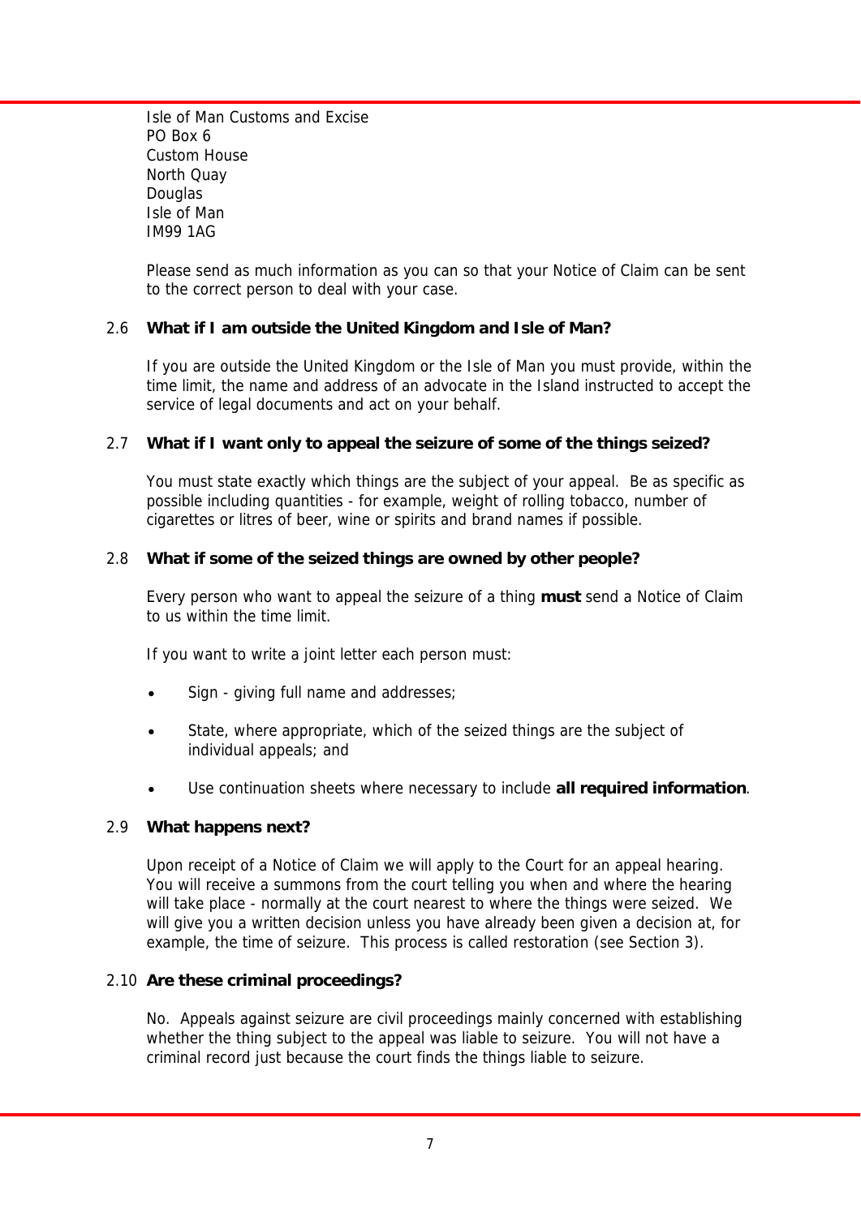Isle of Man Customs and Excise
PO Box 6
Custom House
North Quay
Douglas
Isle of Man
IM99 1AG

Please send as much information as you can so that your Notice of Claim can be sent to the correct person to deal with your case.

### 2.6 What if I am outside the United Kingdom and Isle of Man?

If you are outside the United Kingdom or the Isle of Man you must provide, within the time limit, the name and address of an advocate in the Island instructed to accept the service of legal documents and act on your behalf.

### 2.7 What if I want only to appeal the seizure of some of the things seized?

You must state exactly which things are the subject of your appeal. Be as specific as possible including quantities - for example, weight of rolling tobacco, number of cigarettes or litres of beer, wine or spirits and brand names if possible.

### 2.8 What if some of the seized things are owned by other people?

Every person who want to appeal the seizure of a thing **must** send a Notice of Claim to us within the time limit.

If you want to write a joint letter each person must:

- Sign - giving full name and addresses;
- State, where appropriate, which of the seized things are the subject of individual appeals; and
- Use continuation sheets where necessary to include **all required information**.

### 2.9 What happens next?

Upon receipt of a Notice of Claim we will apply to the Court for an appeal hearing. You will receive a summons from the court telling you when and where the hearing will take place - normally at the court nearest to where the things were seized. We will give you a written decision unless you have already been given a decision at, for example, the time of seizure. This process is called restoration (see Section 3).

### 2.10 Are these criminal proceedings?

No. Appeals against seizure are civil proceedings mainly concerned with establishing whether the thing subject to the appeal was liable to seizure. You will not have a criminal record just because the court finds the things liable to seizure.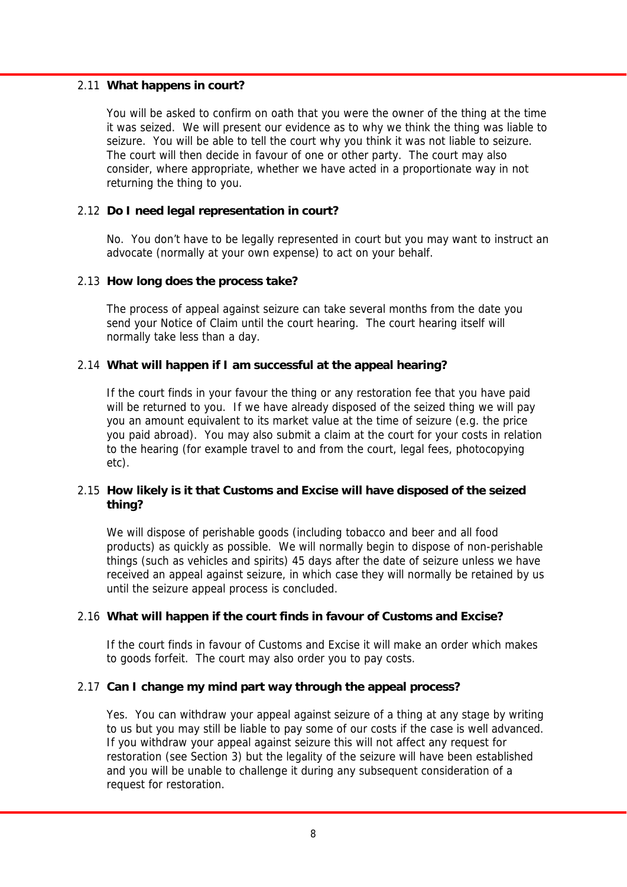### 2.11 What happens in court?

You will be asked to confirm on oath that you were the owner of the thing at the time it was seized. We will present our evidence as to why we think the thing was liable to seizure. You will be able to tell the court why you think it was not liable to seizure. The court will then decide in favour of one or other party. The court may also consider, where appropriate, whether we have acted in a proportionate way in not returning the thing to you.

### 2.12 Do I need legal representation in court?

No. You don't have to be legally represented in court but you may want to instruct an advocate (normally at your own expense) to act on your behalf.

### 2.13 How long does the process take?

The process of appeal against seizure can take several months from the date you send your Notice of Claim until the court hearing. The court hearing itself will normally take less than a day.

### 2.14 What will happen if I am successful at the appeal hearing?

If the court finds in your favour the thing or any restoration fee that you have paid will be returned to you. If we have already disposed of the seized thing we will pay you an amount equivalent to its market value at the time of seizure (e.g. the price you paid abroad). You may also submit a claim at the court for your costs in relation to the hearing (for example travel to and from the court, legal fees, photocopying etc).

### 2.15 How likely is it that Customs and Excise will have disposed of the seized thing?

We will dispose of perishable goods (including tobacco and beer and all food products) as quickly as possible. We will normally begin to dispose of non-perishable things (such as vehicles and spirits) 45 days after the date of seizure unless we have received an appeal against seizure, in which case they will normally be retained by us until the seizure appeal process is concluded.

### 2.16 What will happen if the court finds in favour of Customs and Excise?

If the court finds in favour of Customs and Excise it will make an order which makes to goods forfeit. The court may also order you to pay costs.

### 2.17 Can I change my mind part way through the appeal process?

Yes. You can withdraw your appeal against seizure of a thing at any stage by writing to us but you may still be liable to pay some of our costs if the case is well advanced. If you withdraw your appeal against seizure this will not affect any request for restoration (see Section 3) but the legality of the seizure will have been established and you will be unable to challenge it during any subsequent consideration of a request for restoration.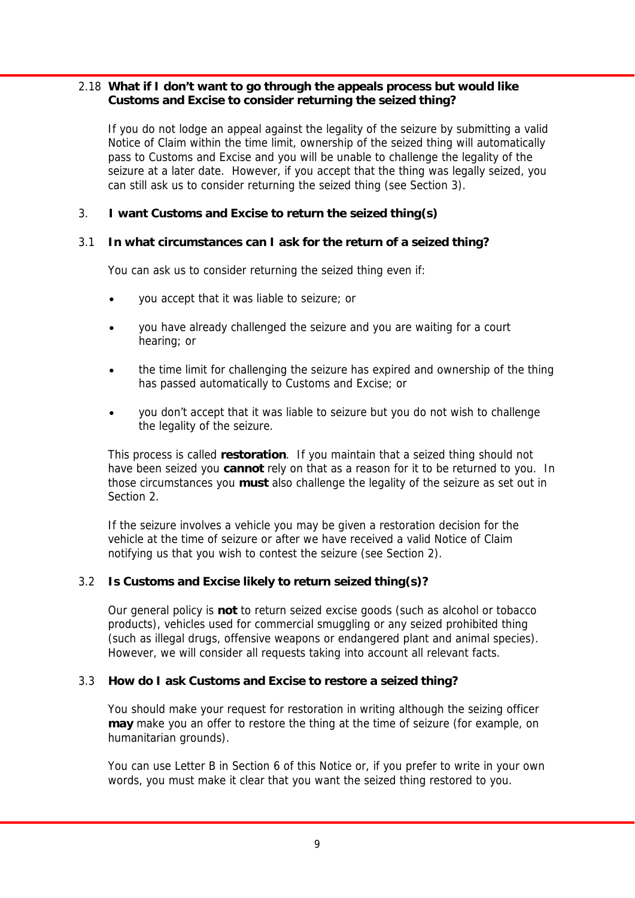### 2.18 What if I don't want to go through the appeals process but would like Customs and Excise to consider returning the seized thing?

If you do not lodge an appeal against the legality of the seizure by submitting a valid Notice of Claim within the time limit, ownership of the seized thing will automatically pass to Customs and Excise and you will be unable to challenge the legality of the seizure at a later date. However, if you accept that the thing was legally seized, you can still ask us to consider returning the seized thing (see Section 3).

## 3. I want Customs and Excise to return the seized thing(s)

### 3.1 In what circumstances can I ask for the return of a seized thing?

You can ask us to consider returning the seized thing even if:

- you accept that it was liable to seizure; or
- you have already challenged the seizure and you are waiting for a court hearing; or
- the time limit for challenging the seizure has expired and ownership of the thing has passed automatically to Customs and Excise; or
- you don't accept that it was liable to seizure but you do not wish to challenge the legality of the seizure.

This process is called **restoration**. If you maintain that a seized thing should not have been seized you **cannot** rely on that as a reason for it to be returned to you. In those circumstances you **must** also challenge the legality of the seizure as set out in Section 2.

If the seizure involves a vehicle you may be given a restoration decision for the vehicle at the time of seizure or after we have received a valid Notice of Claim notifying us that you wish to contest the seizure (see Section 2).

### 3.2 Is Customs and Excise likely to return seized thing(s)?

Our general policy is **not** to return seized excise goods (such as alcohol or tobacco products), vehicles used for commercial smuggling or any seized prohibited thing (such as illegal drugs, offensive weapons or endangered plant and animal species). However, we will consider all requests taking into account all relevant facts.

### 3.3 How do I ask Customs and Excise to restore a seized thing?

You should make your request for restoration in writing although the seizing officer **may** make you an offer to restore the thing at the time of seizure (for example, on humanitarian grounds).

You can use Letter B in Section 6 of this Notice or, if you prefer to write in your own words, you must make it clear that you want the seized thing restored to you.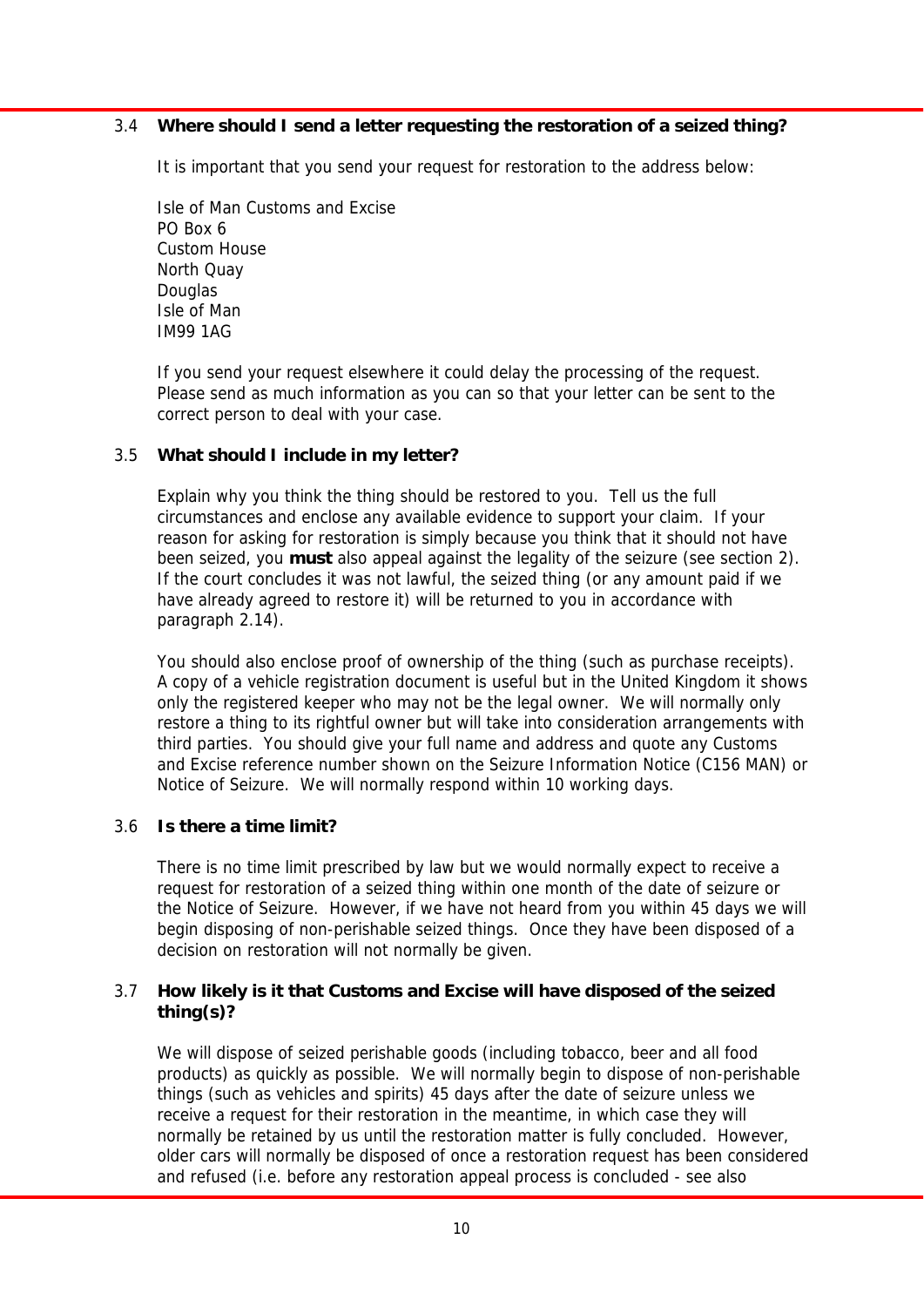### 3.4 Where should I send a letter requesting the restoration of a seized thing?

It is important that you send your request for restoration to the address below:

Isle of Man Customs and Excise
PO Box 6
Custom House
North Quay
Douglas
Isle of Man
IM99 1AG

If you send your request elsewhere it could delay the processing of the request. Please send as much information as you can so that your letter can be sent to the correct person to deal with your case.

### 3.5 What should I include in my letter?

Explain why you think the thing should be restored to you. Tell us the full circumstances and enclose any available evidence to support your claim. If your reason for asking for restoration is simply because you think that it should not have been seized, you **must** also appeal against the legality of the seizure (see section 2). If the court concludes it was not lawful, the seized thing (or any amount paid if we have already agreed to restore it) will be returned to you in accordance with paragraph 2.14).

You should also enclose proof of ownership of the thing (such as purchase receipts). A copy of a vehicle registration document is useful but in the United Kingdom it shows only the registered keeper who may not be the legal owner. We will normally only restore a thing to its rightful owner but will take into consideration arrangements with third parties. You should give your full name and address and quote any Customs and Excise reference number shown on the Seizure Information Notice (C156 MAN) or Notice of Seizure. We will normally respond within 10 working days.

### 3.6 Is there a time limit?

There is no time limit prescribed by law but we would normally expect to receive a request for restoration of a seized thing within one month of the date of seizure or the Notice of Seizure. However, if we have not heard from you within 45 days we will begin disposing of non-perishable seized things. Once they have been disposed of a decision on restoration will not normally be given.

### 3.7 How likely is it that Customs and Excise will have disposed of the seized thing(s)?

We will dispose of seized perishable goods (including tobacco, beer and all food products) as quickly as possible. We will normally begin to dispose of non-perishable things (such as vehicles and spirits) 45 days after the date of seizure unless we receive a request for their restoration in the meantime, in which case they will normally be retained by us until the restoration matter is fully concluded. However, older cars will normally be disposed of once a restoration request has been considered and refused (i.e. before any restoration appeal process is concluded - see also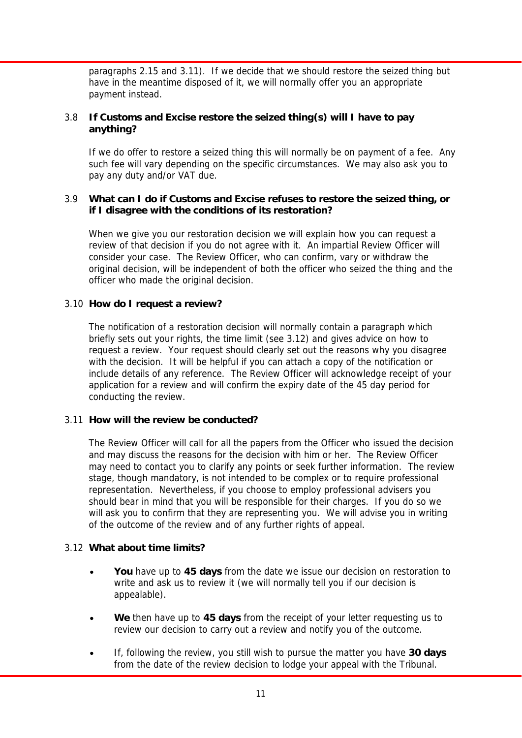paragraphs 2.15 and 3.11). If we decide that we should restore the seized thing but have in the meantime disposed of it, we will normally offer you an appropriate payment instead.

### 3.8 If Customs and Excise restore the seized thing(s) will I have to pay anything?

If we do offer to restore a seized thing this will normally be on payment of a fee. Any such fee will vary depending on the specific circumstances. We may also ask you to pay any duty and/or VAT due.

### 3.9 What can I do if Customs and Excise refuses to restore the seized thing, or if I disagree with the conditions of its restoration?

When we give you our restoration decision we will explain how you can request a review of that decision if you do not agree with it. An impartial Review Officer will consider your case. The Review Officer, who can confirm, vary or withdraw the original decision, will be independent of both the officer who seized the thing and the officer who made the original decision.

### 3.10 How do I request a review?

The notification of a restoration decision will normally contain a paragraph which briefly sets out your rights, the time limit (see 3.12) and gives advice on how to request a review. Your request should clearly set out the reasons why you disagree with the decision. It will be helpful if you can attach a copy of the notification or include details of any reference. The Review Officer will acknowledge receipt of your application for a review and will confirm the expiry date of the 45 day period for conducting the review.

### 3.11 How will the review be conducted?

The Review Officer will call for all the papers from the Officer who issued the decision and may discuss the reasons for the decision with him or her. The Review Officer may need to contact you to clarify any points or seek further information. The review stage, though mandatory, is not intended to be complex or to require professional representation. Nevertheless, if you choose to employ professional advisers you should bear in mind that you will be responsible for their charges. If you do so we will ask you to confirm that they are representing you. We will advise you in writing of the outcome of the review and of any further rights of appeal.

### 3.12 What about time limits?

- **You** have up to **45 days** from the date we issue our decision on restoration to write and ask us to review it (we will normally tell you if our decision is appealable).
- **We** then have up to **45 days** from the receipt of your letter requesting us to review our decision to carry out a review and notify you of the outcome.
- If, following the review, you still wish to pursue the matter you have **30 days** from the date of the review decision to lodge your appeal with the Tribunal.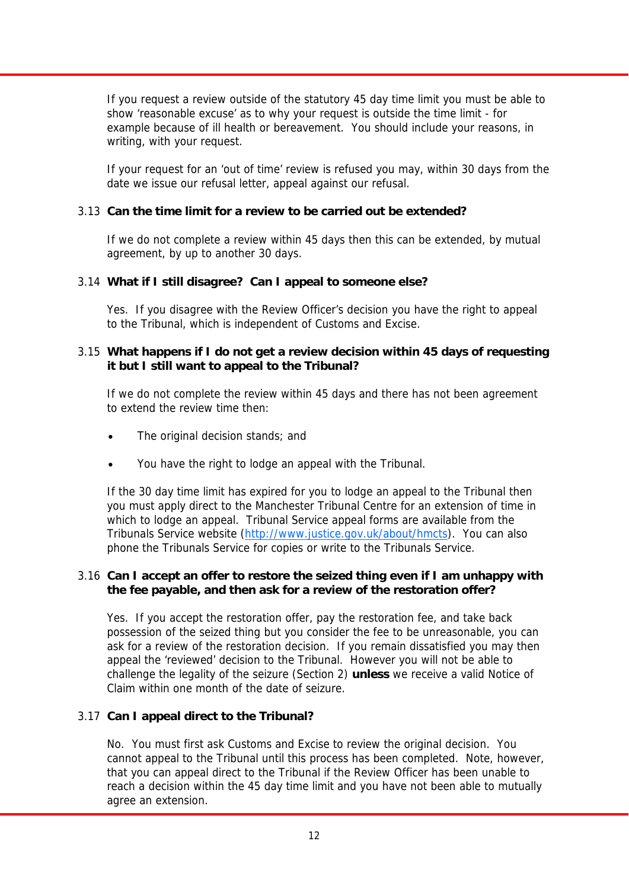If you request a review outside of the statutory 45 day time limit you must be able to show 'reasonable excuse' as to why your request is outside the time limit - for example because of ill health or bereavement. You should include your reasons, in writing, with your request.

If your request for an 'out of time' review is refused you may, within 30 days from the date we issue our refusal letter, appeal against our refusal.

### 3.13 Can the time limit for a review to be carried out be extended?

If we do not complete a review within 45 days then this can be extended, by mutual agreement, by up to another 30 days.

### 3.14 What if I still disagree? Can I appeal to someone else?

Yes. If you disagree with the Review Officer's decision you have the right to appeal to the Tribunal, which is independent of Customs and Excise.

### 3.15 What happens if I do not get a review decision within 45 days of requesting it but I still want to appeal to the Tribunal?

If we do not complete the review within 45 days and there has not been agreement to extend the review time then:

- The original decision stands; and
- You have the right to lodge an appeal with the Tribunal.

If the 30 day time limit has expired for you to lodge an appeal to the Tribunal then you must apply direct to the Manchester Tribunal Centre for an extension of time in which to lodge an appeal. Tribunal Service appeal forms are available from the Tribunals Service website (http://www.justice.gov.uk/about/hmcts). You can also phone the Tribunals Service for copies or write to the Tribunals Service.

### 3.16 Can I accept an offer to restore the seized thing even if I am unhappy with the fee payable, and then ask for a review of the restoration offer?

Yes. If you accept the restoration offer, pay the restoration fee, and take back possession of the seized thing but you consider the fee to be unreasonable, you can ask for a review of the restoration decision. If you remain dissatisfied you may then appeal the 'reviewed' decision to the Tribunal. However you will not be able to challenge the legality of the seizure (Section 2) **unless** we receive a valid Notice of Claim within one month of the date of seizure.

### 3.17 Can I appeal direct to the Tribunal?

No. You must first ask Customs and Excise to review the original decision. You cannot appeal to the Tribunal until this process has been completed. Note, however, that you can appeal direct to the Tribunal if the Review Officer has been unable to reach a decision within the 45 day time limit and you have not been able to mutually agree an extension.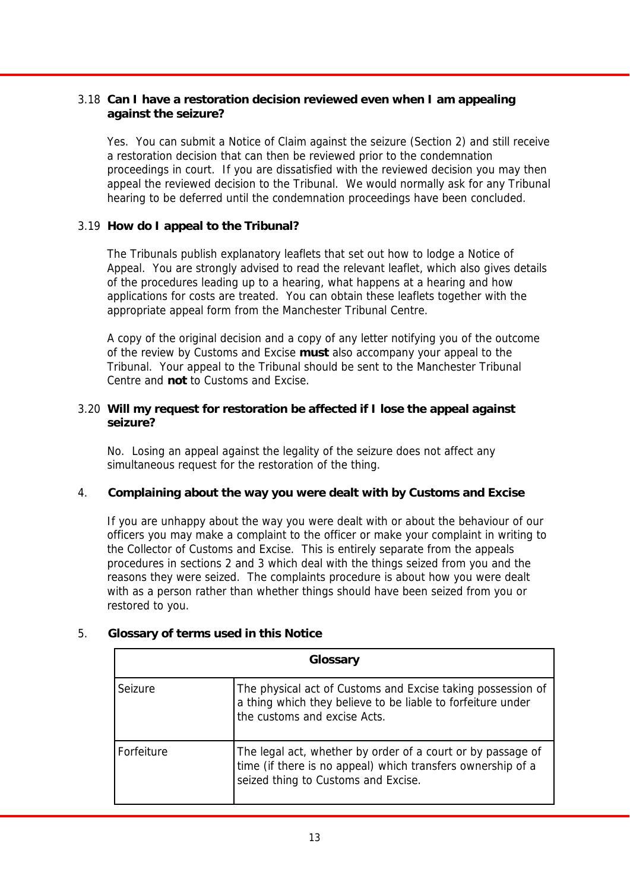### 3.18 Can I have a restoration decision reviewed even when I am appealing against the seizure?

Yes. You can submit a Notice of Claim against the seizure (Section 2) and still receive a restoration decision that can then be reviewed prior to the condemnation proceedings in court. If you are dissatisfied with the reviewed decision you may then appeal the reviewed decision to the Tribunal. We would normally ask for any Tribunal hearing to be deferred until the condemnation proceedings have been concluded.

### 3.19 How do I appeal to the Tribunal?

The Tribunals publish explanatory leaflets that set out how to lodge a Notice of Appeal. You are strongly advised to read the relevant leaflet, which also gives details of the procedures leading up to a hearing, what happens at a hearing and how applications for costs are treated. You can obtain these leaflets together with the appropriate appeal form from the Manchester Tribunal Centre.

A copy of the original decision and a copy of any letter notifying you of the outcome of the review by Customs and Excise **must** also accompany your appeal to the Tribunal. Your appeal to the Tribunal should be sent to the Manchester Tribunal Centre and **not** to Customs and Excise.

### 3.20 Will my request for restoration be affected if I lose the appeal against seizure?

No. Losing an appeal against the legality of the seizure does not affect any simultaneous request for the restoration of the thing.

## 4. Complaining about the way you were dealt with by Customs and Excise

If you are unhappy about the way you were dealt with or about the behaviour of our officers you may make a complaint to the officer or make your complaint in writing to the Collector of Customs and Excise. This is entirely separate from the appeals procedures in sections 2 and 3 which deal with the things seized from you and the reasons they were seized. The complaints procedure is about how you were dealt with as a person rather than whether things should have been seized from you or restored to you.

## 5. Glossary of terms used in this Notice

| Glossary | |
|---|---|
| Seizure | The physical act of Customs and Excise taking possession of a thing which they believe to be liable to forfeiture under the customs and excise Acts. |
| Forfeiture | The legal act, whether by order of a court or by passage of time (if there is no appeal) which transfers ownership of a seized thing to Customs and Excise. |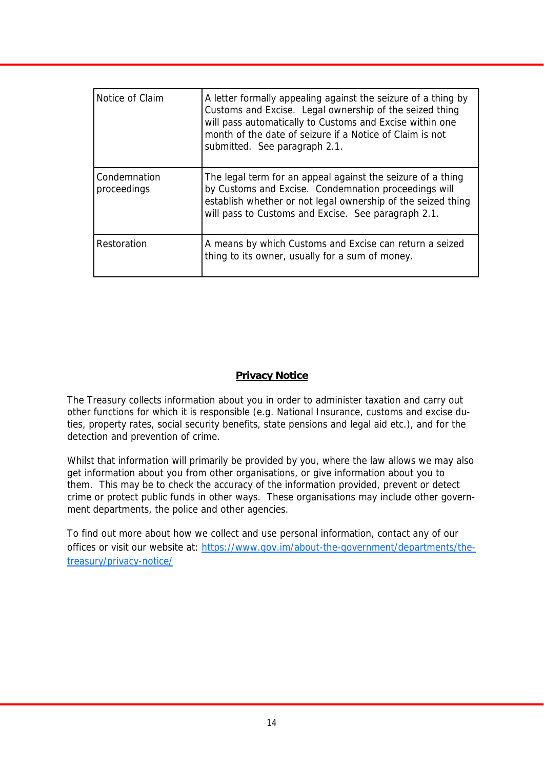| | |
|---|---|
| Notice of Claim | A letter formally appealing against the seizure of a thing by Customs and Excise. Legal ownership of the seized thing will pass automatically to Customs and Excise within one month of the date of seizure if a Notice of Claim is not submitted. See paragraph 2.1. |
| Condemnation proceedings | The legal term for an appeal against the seizure of a thing by Customs and Excise. Condemnation proceedings will establish whether or not legal ownership of the seized thing will pass to Customs and Excise. See paragraph 2.1. |
| Restoration | A means by which Customs and Excise can return a seized thing to its owner, usually for a sum of money. |

## **Privacy Notice**

The Treasury collects information about you in order to administer taxation and carry out other functions for which it is responsible (e.g. National Insurance, customs and excise duties, property rates, social security benefits, state pensions and legal aid etc.), and for the detection and prevention of crime.

Whilst that information will primarily be provided by you, where the law allows we may also get information about you from other organisations, or give information about you to them. This may be to check the accuracy of the information provided, prevent or detect crime or protect public funds in other ways. These organisations may include other government departments, the police and other agencies.

To find out more about how we collect and use personal information, contact any of our offices or visit our website at: [https://www.gov.im/about-the-government/departments/the-treasury/privacy-notice/](https://www.gov.im/about-the-government/departments/the-treasury/privacy-notice/)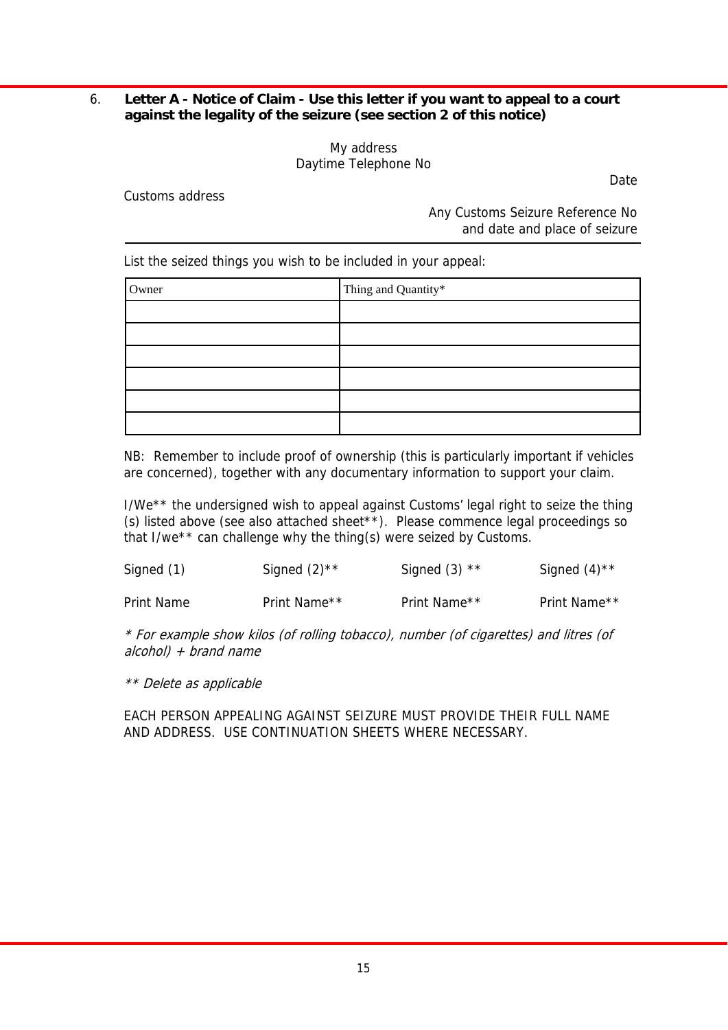## 6. Letter A - Notice of Claim - Use this letter if you want to appeal to a court against the legality of the seizure (see section 2 of this notice)

My address
Daytime Telephone No

Date

Customs address

Any Customs Seizure Reference No
and date and place of seizure

---

List the seized things you wish to be included in your appeal:

| Owner | Thing and Quantity* |
|---|---|
| | |
| | |
| | |
| | |
| | |
| | |

NB: Remember to include proof of ownership (this is particularly important if vehicles are concerned), together with any documentary information to support your claim.

I/We** the undersigned wish to appeal against Customs' legal right to seize the thing (s) listed above (see also attached sheet**). Please commence legal proceedings so that I/we** can challenge why the thing(s) were seized by Customs.

| Signed (1) | Signed (2)** | Signed (3) ** | Signed (4)** |
|---|---|---|---|
| Print Name | Print Name** | Print Name** | Print Name** |

*\* For example show kilos (of rolling tobacco), number (of cigarettes) and litres (of alcohol) + brand name*

*\*\* Delete as applicable*

EACH PERSON APPEALING AGAINST SEIZURE MUST PROVIDE THEIR FULL NAME AND ADDRESS. USE CONTINUATION SHEETS WHERE NECESSARY.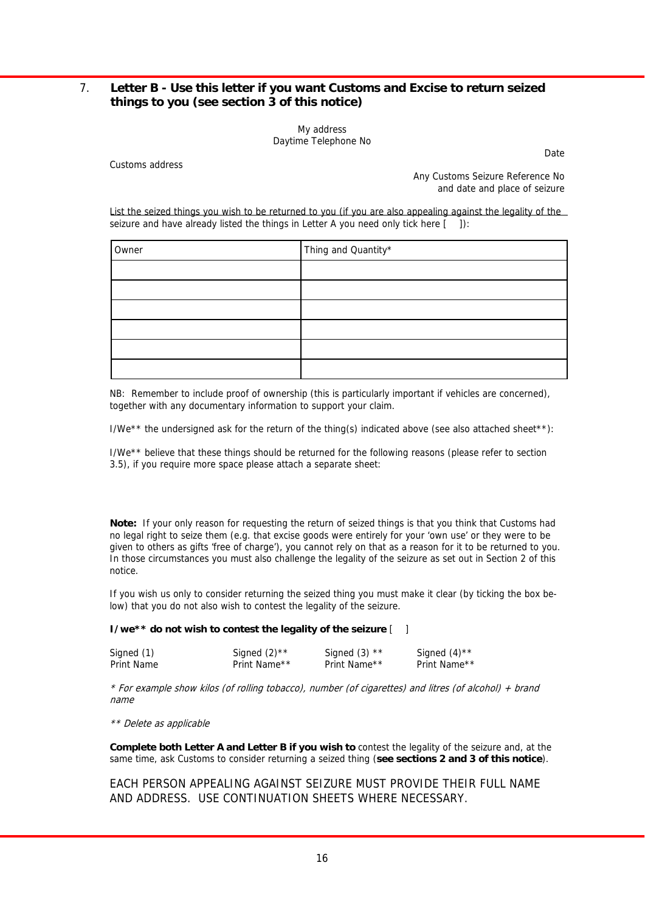## 7. Letter B - Use this letter if you want Customs and Excise to return seized things to you (see section 3 of this notice)

My address
Daytime Telephone No

Date

Customs address

Any Customs Seizure Reference No
and date and place of seizure

List the seized things you wish to be returned to you (if you are also appealing against the legality of the seizure and have already listed the things in Letter A you need only tick here [ ]):

| Owner | Thing and Quantity* |
|---|---|
| | |
| | |
| | |
| | |
| | |
| | |

NB: Remember to include proof of ownership (this is particularly important if vehicles are concerned), together with any documentary information to support your claim.

I/We** the undersigned ask for the return of the thing(s) indicated above (see also attached sheet**):

I/We** believe that these things should be returned for the following reasons (please refer to section 3.5), if you require more space please attach a separate sheet:

**Note:** If your only reason for requesting the return of seized things is that you think that Customs had no legal right to seize them (e.g. that excise goods were entirely for your 'own use' or they were to be given to others as gifts 'free of charge'), you cannot rely on that as a reason for it to be returned to you. In those circumstances you must also challenge the legality of the seizure as set out in Section 2 of this notice.

If you wish us only to consider returning the seized thing you must make it clear (by ticking the box below) that you do not also wish to contest the legality of the seizure.

**I/we** do not wish to contest the legality of the seizure** [ ]

| Signed (1) | Signed (2)** | Signed (3) ** | Signed (4)** |
|---|---|---|---|
| Print Name | Print Name** | Print Name** | Print Name** |

*\* For example show kilos (of rolling tobacco), number (of cigarettes) and litres (of alcohol) + brand name*

*\*\* Delete as applicable*

**Complete both Letter A and Letter B if you wish to** contest the legality of the seizure and, at the same time, ask Customs to consider returning a seized thing (**see sections 2 and 3 of this notice**).

EACH PERSON APPEALING AGAINST SEIZURE MUST PROVIDE THEIR FULL NAME AND ADDRESS. USE CONTINUATION SHEETS WHERE NECESSARY.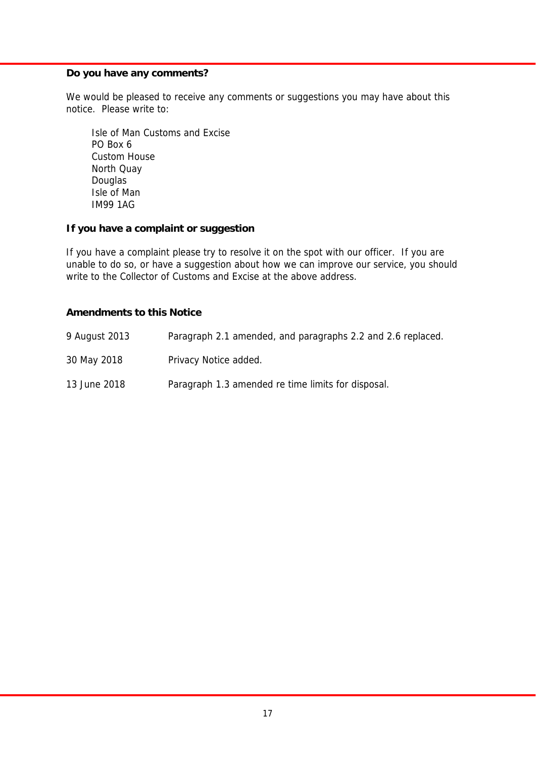**Do you have any comments?**

We would be pleased to receive any comments or suggestions you may have about this notice. Please write to:

Isle of Man Customs and Excise
PO Box 6
Custom House
North Quay
Douglas
Isle of Man
IM99 1AG

**If you have a complaint or suggestion**

If you have a complaint please try to resolve it on the spot with our officer. If you are unable to do so, or have a suggestion about how we can improve our service, you should write to the Collector of Customs and Excise at the above address.

**Amendments to this Notice**

| | |
|---|---|
| 9 August 2013 | Paragraph 2.1 amended, and paragraphs 2.2 and 2.6 replaced. |
| 30 May 2018 | Privacy Notice added. |
| 13 June 2018 | Paragraph 1.3 amended re time limits for disposal. |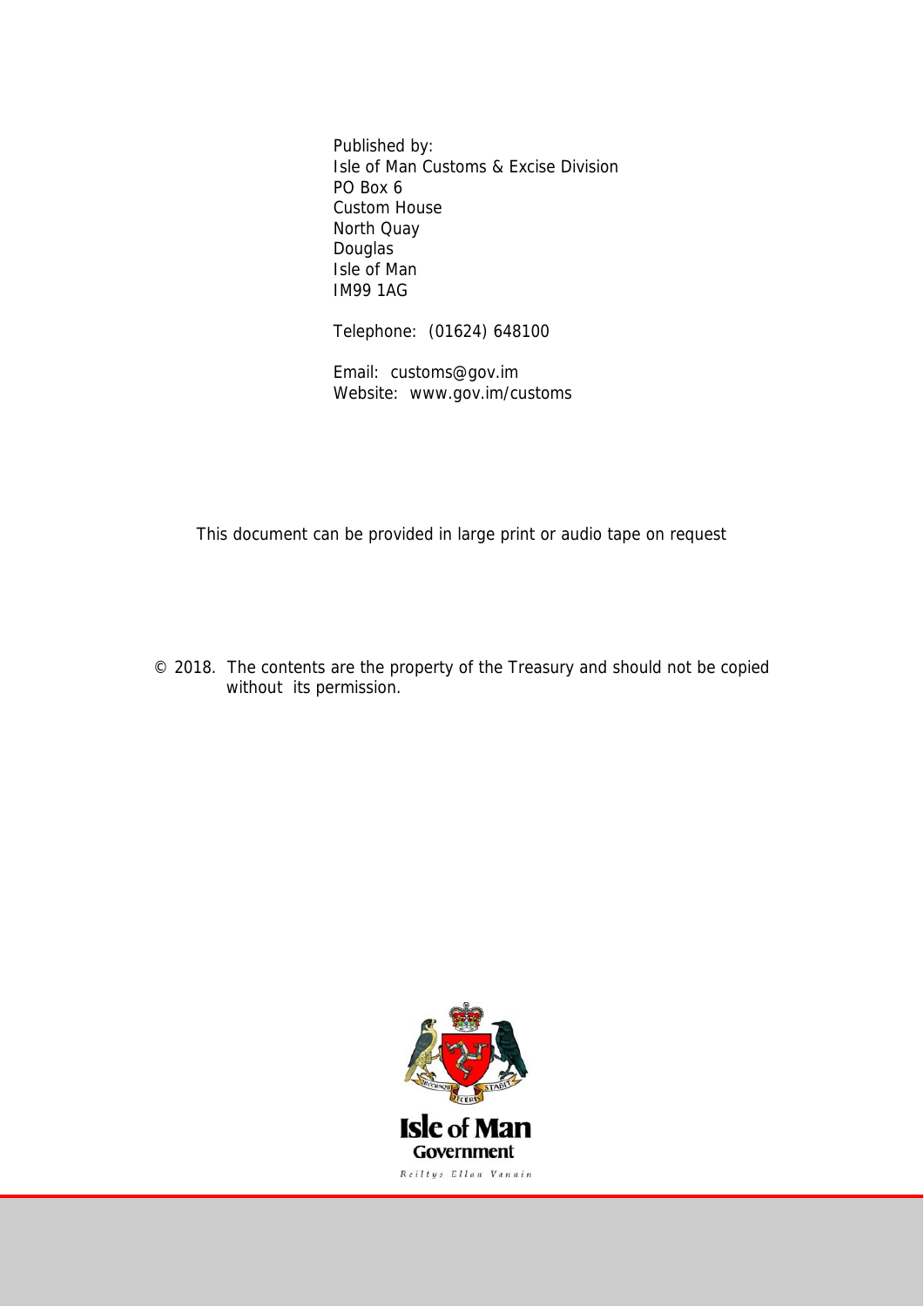Published by:
Isle of Man Customs & Excise Division
PO Box 6
Custom House
North Quay
Douglas
Isle of Man
IM99 1AG

Telephone: (01624) 648100

Email: customs@gov.im
Website: www.gov.im/customs

This document can be provided in large print or audio tape on request

© 2018. The contents are the property of the Treasury and should not be copied without its permission.

Isle of Man Government
Reiltys Ellan Vannin